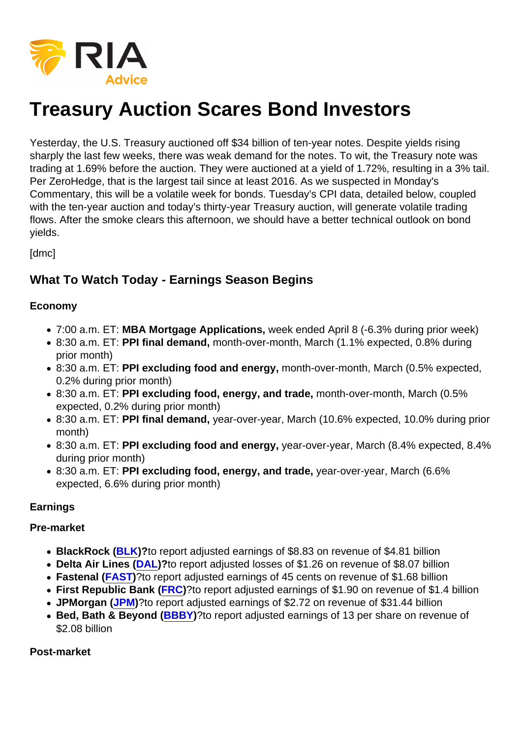# Treasury Auction Scares Bond Investors

Yesterday, the U.S. Treasury auctioned off $34 billion of ten-year notes. Despite yields rising sharply the last few weeks, there was weak demand for the notes. To wit, the Treasury note was trading at 1.69% before the auction. They were auctioned at a yield of 1.72%, resulting in a 3% tail. Per ZeroHedge, that is the largest tail since at least 2016. As we suspected in Monday's Commentary, this will be a volatile week for bonds. Tuesday's CPI data, detailed below, coupled with the ten-year auction and today's thirty-year Treasury auction, will generate volatile trading flows. After the smoke clears this afternoon, we should have a better technical outlook on bond yields.

[dmc]

## What To Watch Today - Earnings Season Begins

### Economy

- 7:00 a.m. ET: **MBA Mortgage Applications,** week ended April 8 (-6.3% during prior week)
- 8:30 a.m. ET: **PPI final demand,** month-over-month, March (1.1% expected, 0.8% during prior month)
- 8:30 a.m. ET: **PPI excluding food and energy,** month-over-month, March (0.5% expected, 0.2% during prior month)
- 8:30 a.m. ET: **PPI excluding food, energy, and trade,** month-over-month, March (0.5% expected, 0.2% during prior month)
- 8:30 a.m. ET: **PPI final demand,** year-over-year, March (10.6% expected, 10.0% during prior month)
- 8:30 a.m. ET: **PPI excluding food and energy,** year-over-year, March (8.4% expected, 8.4% during prior month)
- 8:30 a.m. ET: **PPI excluding food, energy, and trade,** year-over-year, March (6.6% expected, 6.6% during prior month)

### Earnings

#### Pre-market

- **BlackRock (BLK)?**to report adjusted earnings of $8.83 on revenue of $4.81 billion
- **Delta Air Lines (DAL)?**to report adjusted losses of $1.26 on revenue of $8.07 billion
- **Fastenal (FAST)**?to report adjusted earnings of 45 cents on revenue of $1.68 billion
- **First Republic Bank (FRC)**?to report adjusted earnings of $1.90 on revenue of $1.4 billion
- **JPMorgan (JPM)**?to report adjusted earnings of $2.72 on revenue of $31.44 billion
- **Bed, Bath & Beyond (BBBY)**?to report adjusted earnings of 13 per share on revenue of $2.08 billion

#### Post-market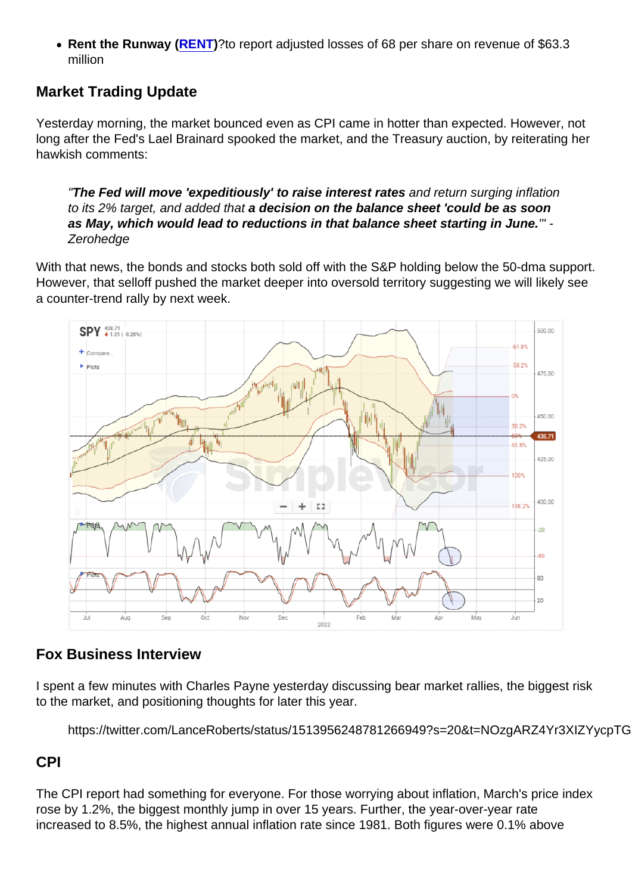- **Rent the Runway (RENT)**?to report adjusted losses of 68 per share on revenue of $63.3 million

## Market Trading Update

Yesterday morning, the market bounced even as CPI came in hotter than expected. However, not long after the Fed's Lael Brainard spooked the market, and the Treasury auction, by reiterating her hawkish comments:

> *"**The Fed will move 'expeditiously' to raise interest rates** and return surging inflation to its 2% target, and added that **a decision on the balance sheet 'could be as soon as May, which would lead to reductions in that balance sheet starting in June.**'" - Zerohedge*

With that news, the bonds and stocks both sold off with the S&P holding below the 50-dma support. However, that selloff pushed the market deeper into oversold territory suggesting we will likely see a counter-trend rally by next week.

## Fox Business Interview

I spent a few minutes with Charles Payne yesterday discussing bear market rallies, the biggest risk to the market, and positioning thoughts for later this year.

> https://twitter.com/LanceRoberts/status/1513956248781266949?s=20&t=NOzgARZ4Yr3XIZYycpTG

## CPI

The CPI report had something for everyone. For those worrying about inflation, March's price index rose by 1.2%, the biggest monthly jump in over 15 years. Further, the year-over-year rate increased to 8.5%, the highest annual inflation rate since 1981. Both figures were 0.1% above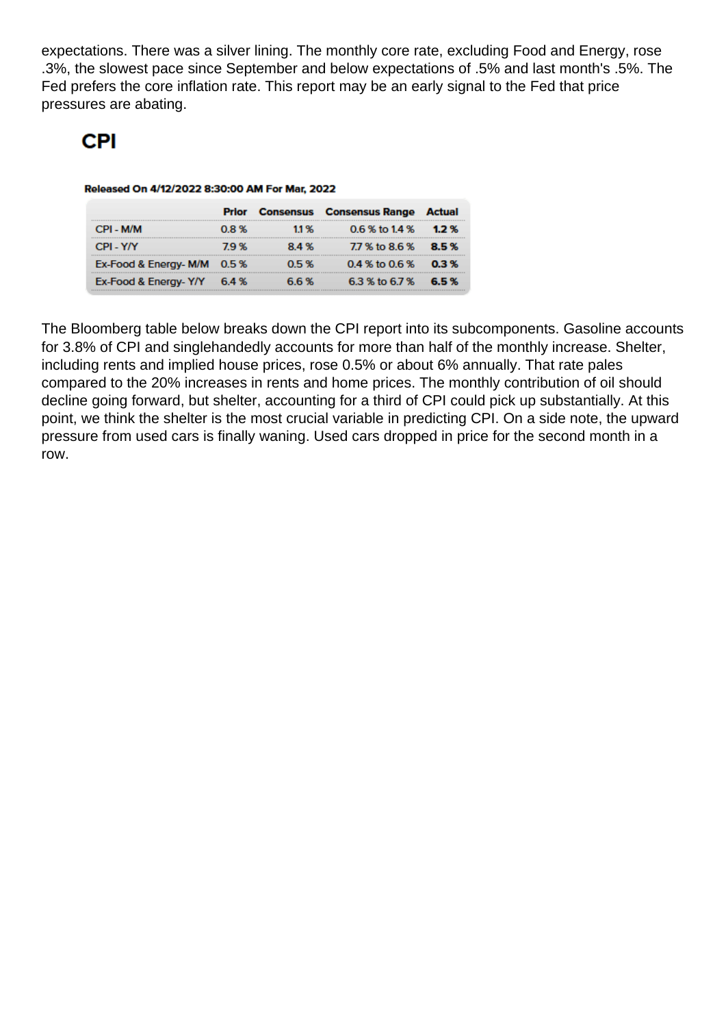expectations. There was a silver lining. The monthly core rate, excluding Food and Energy, rose .3%, the slowest pace since September and below expectations of .5% and last month's .5%. The Fed prefers the core inflation rate. This report may be an early signal to the Fed that price pressures are abating.

## CPI

**Released On 4/12/2022 8:30:00 AM For Mar, 2022**

| | Prior | Consensus | Consensus Range | Actual |
|---|---|---|---|---|
| CPI - M/M | 0.8 % | 1.1 % | 0.6 % to 1.4 % | **1.2 %** |
| CPI - Y/Y | 7.9 % | 8.4 % | 7.7 % to 8.6 % | **8.5 %** |
| Ex-Food & Energy- M/M | 0.5 % | 0.5 % | 0.4 % to 0.6 % | **0.3 %** |
| Ex-Food & Energy- Y/Y | 6.4 % | 6.6 % | 6.3 % to 6.7 % | **6.5 %** |

The Bloomberg table below breaks down the CPI report into its subcomponents. Gasoline accounts for 3.8% of CPI and singlehandedly accounts for more than half of the monthly increase. Shelter, including rents and implied house prices, rose 0.5% or about 6% annually. That rate pales compared to the 20% increases in rents and home prices. The monthly contribution of oil should decline going forward, but shelter, accounting for a third of CPI could pick up substantially. At this point, we think the shelter is the most crucial variable in predicting CPI. On a side note, the upward pressure from used cars is finally waning. Used cars dropped in price for the second month in a row.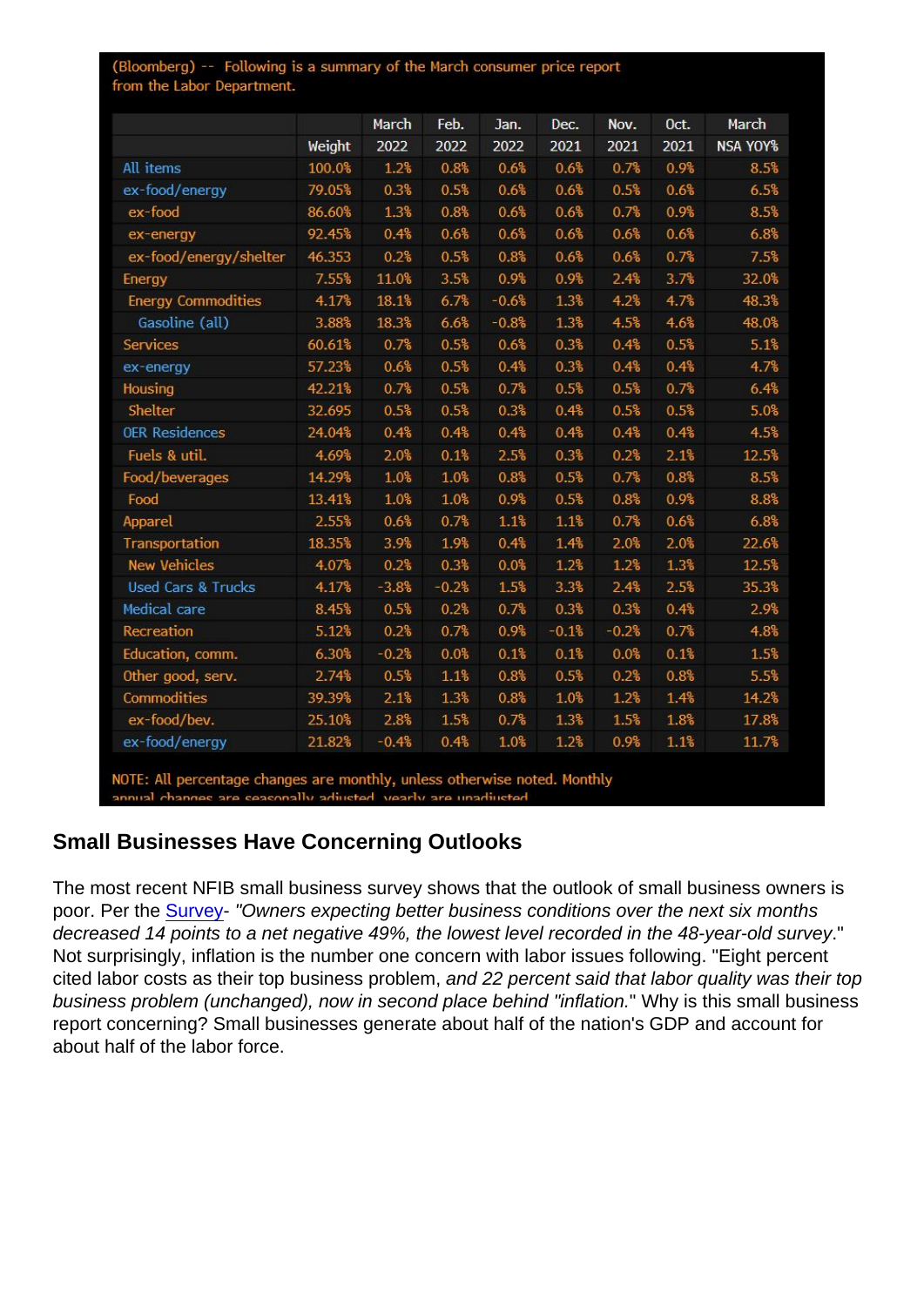(Bloomberg) -- Following is a summary of the March consumer price report from the Labor Department.

| | Weight | March 2022 | Feb. 2022 | Jan. 2022 | Dec. 2021 | Nov. 2021 | Oct. 2021 | March NSA YOY% |
|---|---|---|---|---|---|---|---|---|
| All items | 100.0% | 1.2% | 0.8% | 0.6% | 0.6% | 0.7% | 0.9% | 8.5% |
| ex-food/energy | 79.05% | 0.3% | 0.5% | 0.6% | 0.6% | 0.5% | 0.6% | 6.5% |
| ex-food | 86.60% | 1.3% | 0.8% | 0.6% | 0.6% | 0.7% | 0.9% | 8.5% |
| ex-energy | 92.45% | 0.4% | 0.6% | 0.6% | 0.6% | 0.6% | 0.6% | 6.8% |
| ex-food/energy/shelter | 46.353 | 0.2% | 0.5% | 0.8% | 0.6% | 0.6% | 0.7% | 7.5% |
| Energy | 7.55% | 11.0% | 3.5% | 0.9% | 0.9% | 2.4% | 3.7% | 32.0% |
| Energy Commodities | 4.17% | 18.1% | 6.7% | -0.6% | 1.3% | 4.2% | 4.7% | 48.3% |
| Gasoline (all) | 3.88% | 18.3% | 6.6% | -0.8% | 1.3% | 4.5% | 4.6% | 48.0% |
| Services | 60.61% | 0.7% | 0.5% | 0.6% | 0.3% | 0.4% | 0.5% | 5.1% |
| ex-energy | 57.23% | 0.6% | 0.5% | 0.4% | 0.3% | 0.4% | 0.4% | 4.7% |
| Housing | 42.21% | 0.7% | 0.5% | 0.7% | 0.5% | 0.5% | 0.7% | 6.4% |
| Shelter | 32.695 | 0.5% | 0.5% | 0.3% | 0.4% | 0.5% | 0.5% | 5.0% |
| OER Residences | 24.04% | 0.4% | 0.4% | 0.4% | 0.4% | 0.4% | 0.4% | 4.5% |
| Fuels & util. | 4.69% | 2.0% | 0.1% | 2.5% | 0.3% | 0.2% | 2.1% | 12.5% |
| Food/beverages | 14.29% | 1.0% | 1.0% | 0.8% | 0.5% | 0.7% | 0.8% | 8.5% |
| Food | 13.41% | 1.0% | 1.0% | 0.9% | 0.5% | 0.8% | 0.9% | 8.8% |
| Apparel | 2.55% | 0.6% | 0.7% | 1.1% | 1.1% | 0.7% | 0.6% | 6.8% |
| Transportation | 18.35% | 3.9% | 1.9% | 0.4% | 1.4% | 2.0% | 2.0% | 22.6% |
| New Vehicles | 4.07% | 0.2% | 0.3% | 0.0% | 1.2% | 1.2% | 1.3% | 12.5% |
| Used Cars & Trucks | 4.17% | -3.8% | -0.2% | 1.5% | 3.3% | 2.4% | 2.5% | 35.3% |
| Medical care | 8.45% | 0.5% | 0.2% | 0.7% | 0.3% | 0.3% | 0.4% | 2.9% |
| Recreation | 5.12% | 0.2% | 0.7% | 0.9% | -0.1% | -0.2% | 0.7% | 4.8% |
| Education, comm. | 6.30% | -0.2% | 0.0% | 0.1% | 0.1% | 0.0% | 0.1% | 1.5% |
| Other good, serv. | 2.74% | 0.5% | 1.1% | 0.8% | 0.5% | 0.2% | 0.8% | 5.5% |
| Commodities | 39.39% | 2.1% | 1.3% | 0.8% | 1.0% | 1.2% | 1.4% | 14.2% |
| ex-food/bev. | 25.10% | 2.8% | 1.5% | 0.7% | 1.3% | 1.5% | 1.8% | 17.8% |
| ex-food/energy | 21.82% | -0.4% | 0.4% | 1.0% | 1.2% | 0.9% | 1.1% | 11.7% |

NOTE: All percentage changes are monthly, unless otherwise noted. Monthly annual changes are seasonally adjusted, yearly are unadjusted

## Small Businesses Have Concerning Outlooks

The most recent NFIB small business survey shows that the outlook of small business owners is poor. Per the Survey- *"Owners expecting better business conditions over the next six months decreased 14 points to a net negative 49%, the lowest level recorded in the 48-year-old survey*." Not surprisingly, inflation is the number one concern with labor issues following. "Eight percent cited labor costs as their top business problem, *and 22 percent said that labor quality was their top business problem (unchanged), now in second place behind "inflation.*" Why is this small business report concerning? Small businesses generate about half of the nation's GDP and account for about half of the labor force.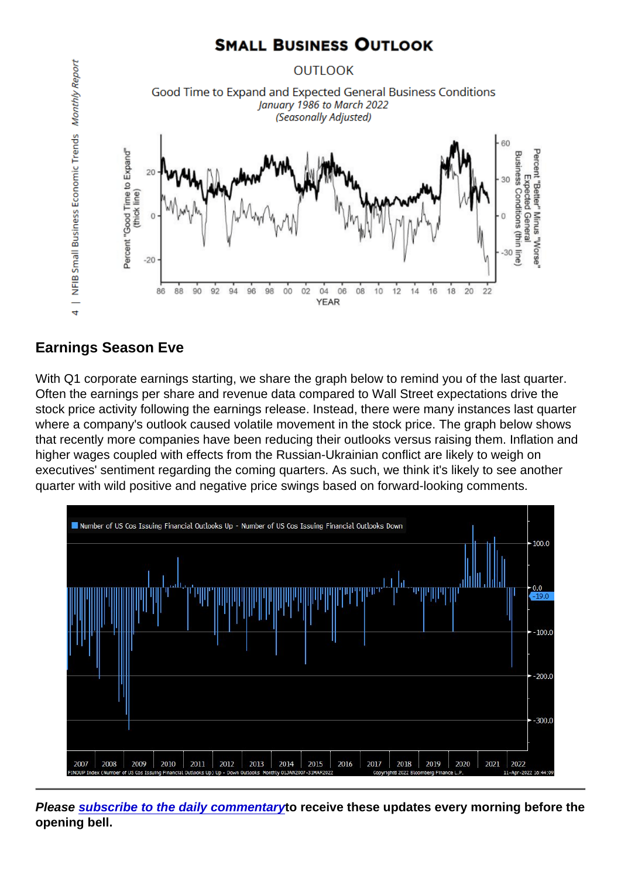## SMALL BUSINESS OUTLOOK

OUTLOOK

Good Time to Expand and Expected General Business Conditions

*January 1986 to March 2022*

*(Seasonally Adjusted)*

Percent "Good Time to Expand" (thick line)

Percent "Better" Minus "Worse" Expected General Business Conditions (thin line)

20
0
-20

60
30
0
-30

86 88 90 92 94 96 98 00 02 04 06 08 10 12 14 16 18 20 22

YEAR

## Earnings Season Eve

With Q1 corporate earnings starting, we share the graph below to remind you of the last quarter. Often the earnings per share and revenue data compared to Wall Street expectations drive the stock price activity following the earnings release. Instead, there were many instances last quarter where a company's outlook caused volatile movement in the stock price. The graph below shows that recently more companies have been reducing their outlooks versus raising them. Inflation and higher wages coupled with effects from the Russian-Ukrainian conflict are likely to weigh on executives' sentiment regarding the coming quarters. As such, we think it's likely to see another quarter with wild positive and negative price swings based on forward-looking comments.

Number of US Cos Issuing Financial Outlooks Up - Number of US Cos Issuing Financial Outlooks Down

100.0
0.0
-19.0
-100.0
-200.0
-300.0

2007 2008 2009 2010 2011 2012 2013 2014 2015 2016 2017 2018 2019 2020 2021 2022

FINOUP Index (Number of US Cos Issuing Financial Outlooks Up) Up - Down Outlooks Monthly 01JAN2007-31MAR2022

Copyright© 2022 Bloomberg Finance L.P.

11-Apr-2022 16:44:09

---

***Please [subscribe to the daily commentary](#) to receive these updates every morning before the opening bell.***